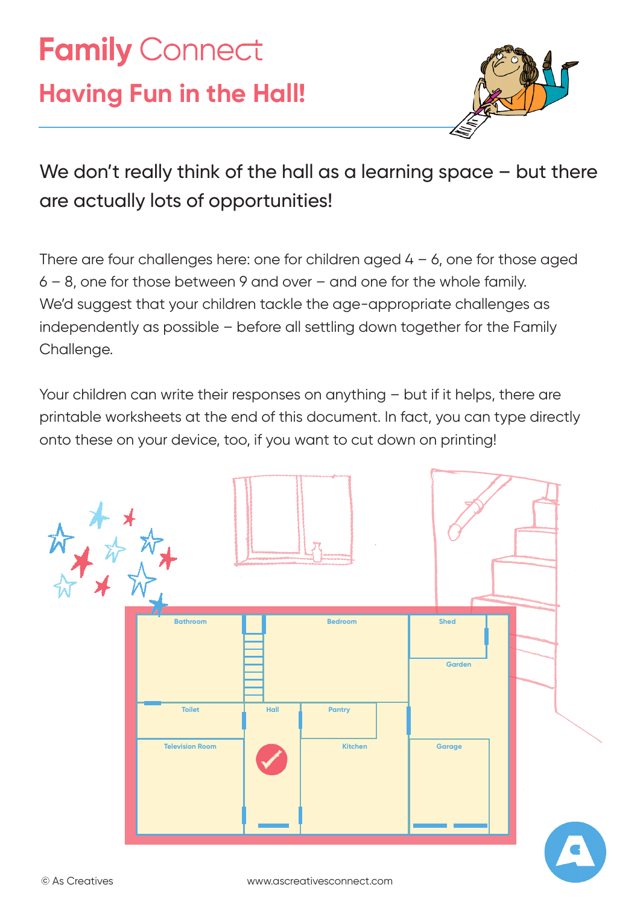# Family Connect

## Having Fun in the Hall!

We don't really think of the hall as a learning space – but there are actually lots of opportunities!

There are four challenges here: one for children aged 4 – 6, one for those aged 6 – 8, one for those between 9 and over – and one for the whole family. We'd suggest that your children tackle the age-appropriate challenges as independently as possible – before all settling down together for the Family Challenge.

Your children can write their responses on anything – but if it helps, there are printable worksheets at the end of this document. In fact, you can type directly onto these on your device, too, if you want to cut down on printing!

Bathroom Bedroom Shed Garden Toilet Hall Pantry Television Room Kitchen Garage

© As Creatives

www.ascreativesconnect.com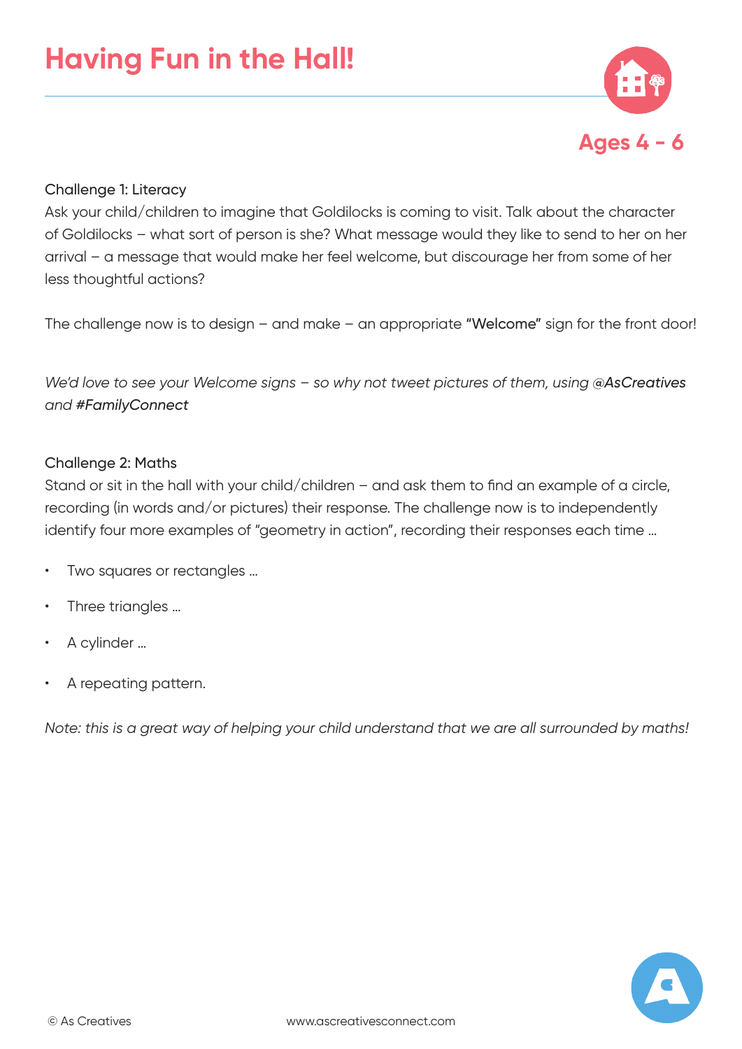# Having Fun in the Hall!

**Ages 4 - 6**

Challenge 1: Literacy

Ask your child/children to imagine that Goldilocks is coming to visit. Talk about the character of Goldilocks – what sort of person is she? What message would they like to send to her on her arrival – a message that would make her feel welcome, but discourage her from some of her less thoughtful actions?

The challenge now is to design – and make – an appropriate "Welcome" sign for the front door!

*We'd love to see your Welcome signs – so why not tweet pictures of them, using @AsCreatives and #FamilyConnect*

Challenge 2: Maths

Stand or sit in the hall with your child/children – and ask them to find an example of a circle, recording (in words and/or pictures) their response. The challenge now is to independently identify four more examples of "geometry in action", recording their responses each time ...

- Two squares or rectangles ...
- Three triangles ...
- A cylinder ...
- A repeating pattern.

*Note: this is a great way of helping your child understand that we are all surrounded by maths!*

© As Creatives www.ascreativesconnect.com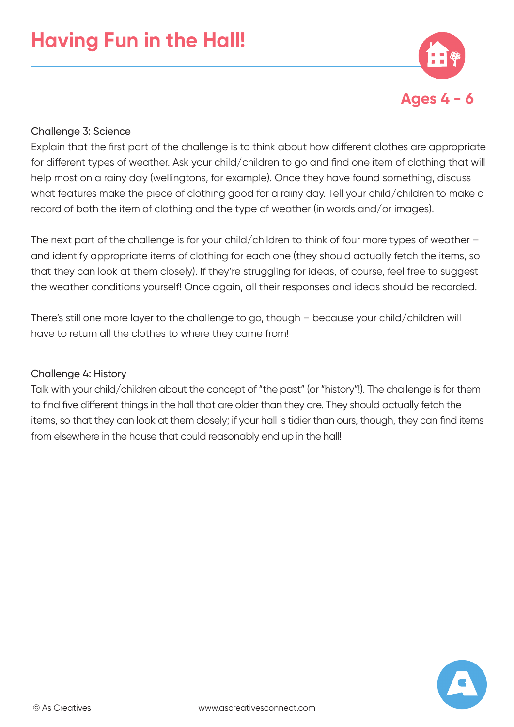# Having Fun in the Hall!

**Ages 4 - 6**

Challenge 3: Science

Explain that the first part of the challenge is to think about how different clothes are appropriate for different types of weather. Ask your child/children to go and find one item of clothing that will help most on a rainy day (wellingtons, for example). Once they have found something, discuss what features make the piece of clothing good for a rainy day. Tell your child/children to make a record of both the item of clothing and the type of weather (in words and/or images).

The next part of the challenge is for your child/children to think of four more types of weather – and identify appropriate items of clothing for each one (they should actually fetch the items, so that they can look at them closely). If they're struggling for ideas, of course, feel free to suggest the weather conditions yourself! Once again, all their responses and ideas should be recorded.

There's still one more layer to the challenge to go, though – because your child/children will have to return all the clothes to where they came from!

Challenge 4: History

Talk with your child/children about the concept of "the past" (or "history"!). The challenge is for them to find five different things in the hall that are older than they are. They should actually fetch the items, so that they can look at them closely; if your hall is tidier than ours, though, they can find items from elsewhere in the house that could reasonably end up in the hall!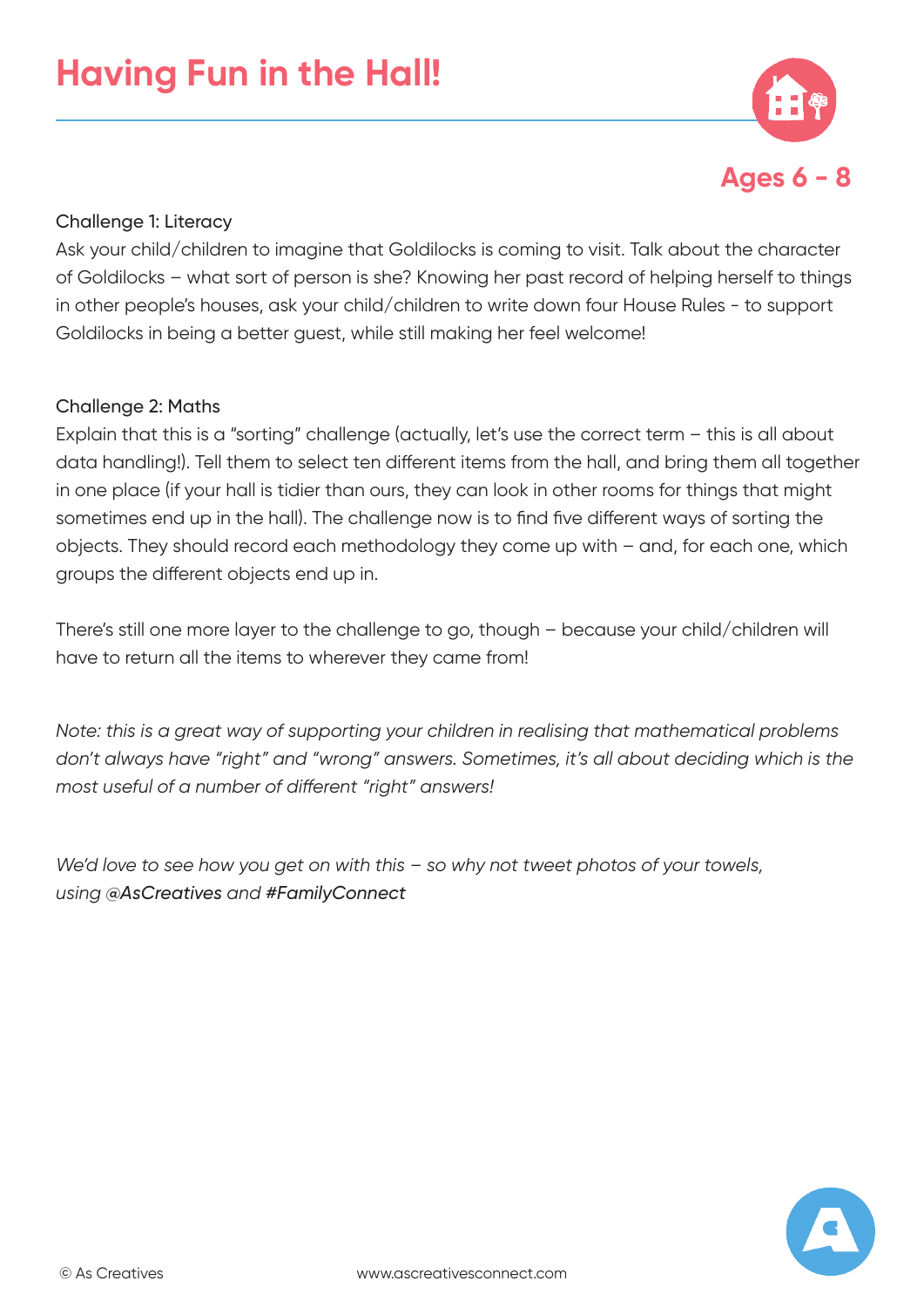# Having Fun in the Hall!

**Ages 6 - 8**

Challenge 1: Literacy
Ask your child/children to imagine that Goldilocks is coming to visit. Talk about the character of Goldilocks – what sort of person is she? Knowing her past record of helping herself to things in other people's houses, ask your child/children to write down four House Rules - to support Goldilocks in being a better guest, while still making her feel welcome!

Challenge 2: Maths
Explain that this is a "sorting" challenge (actually, let's use the correct term – this is all about data handling!). Tell them to select ten different items from the hall, and bring them all together in one place (if your hall is tidier than ours, they can look in other rooms for things that might sometimes end up in the hall). The challenge now is to find five different ways of sorting the objects. They should record each methodology they come up with – and, for each one, which groups the different objects end up in.

There's still one more layer to the challenge to go, though – because your child/children will have to return all the items to wherever they came from!

*Note: this is a great way of supporting your children in realising that mathematical problems don't always have "right" and "wrong" answers. Sometimes, it's all about deciding which is the most useful of a number of different "right" answers!*

*We'd love to see how you get on with this – so why not tweet photos of your towels, using **@AsCreatives** and **#FamilyConnect***

© As Creatives www.ascreativesconnect.com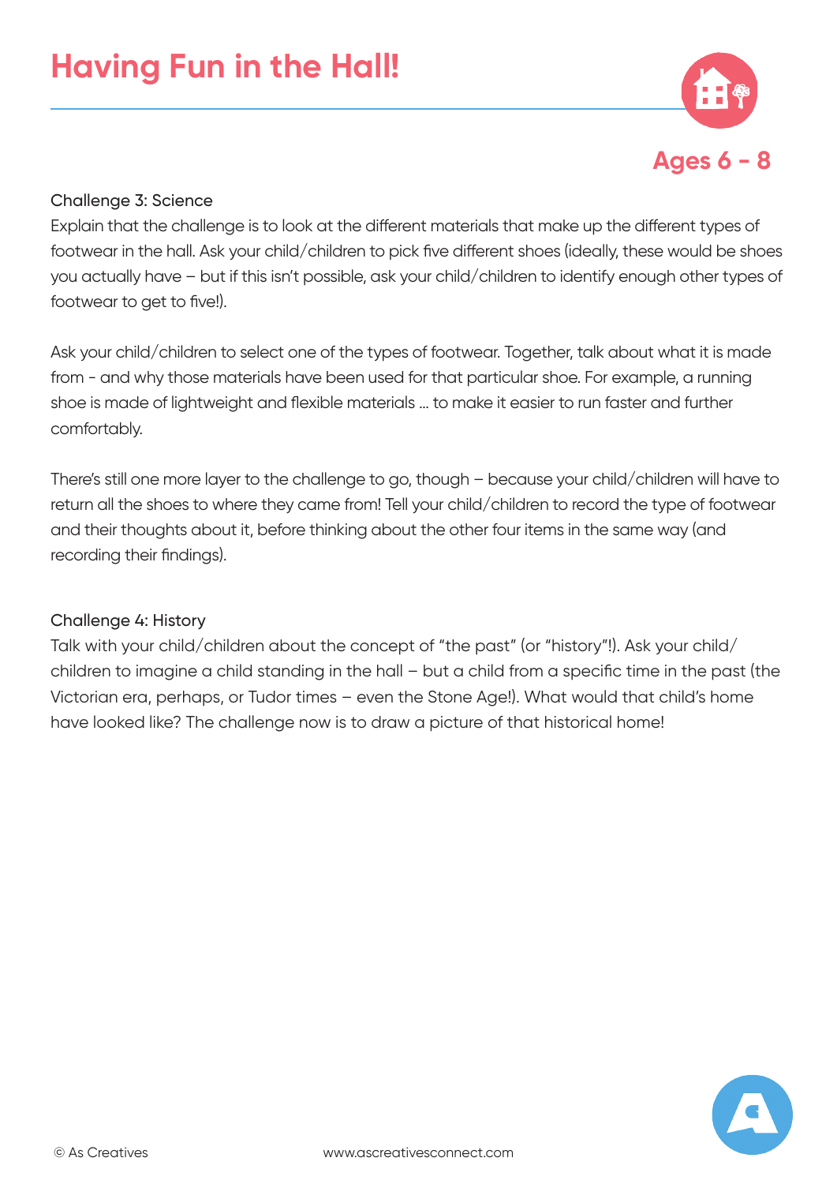# Having Fun in the Hall!

**Ages 6 - 8**

### Challenge 3: Science

Explain that the challenge is to look at the different materials that make up the different types of footwear in the hall. Ask your child/children to pick five different shoes (ideally, these would be shoes you actually have – but if this isn't possible, ask your child/children to identify enough other types of footwear to get to five!).

Ask your child/children to select one of the types of footwear. Together, talk about what it is made from - and why those materials have been used for that particular shoe. For example, a running shoe is made of lightweight and flexible materials ... to make it easier to run faster and further comfortably.

There's still one more layer to the challenge to go, though – because your child/children will have to return all the shoes to where they came from! Tell your child/children to record the type of footwear and their thoughts about it, before thinking about the other four items in the same way (and recording their findings).

### Challenge 4: History

Talk with your child/children about the concept of "the past" (or "history"!). Ask your child/children to imagine a child standing in the hall – but a child from a specific time in the past (the Victorian era, perhaps, or Tudor times – even the Stone Age!). What would that child's home have looked like? The challenge now is to draw a picture of that historical home!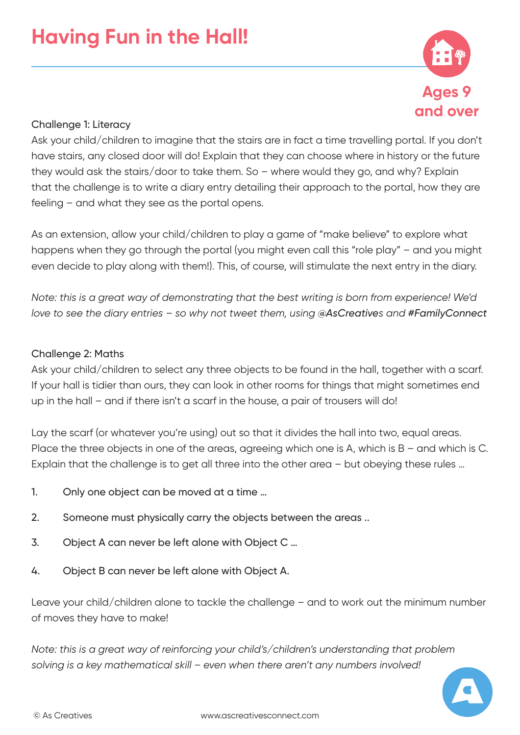# Having Fun in the Hall!

Ages 9 and over

Challenge 1: Literacy

Ask your child/children to imagine that the stairs are in fact a time travelling portal. If you don't have stairs, any closed door will do! Explain that they can choose where in history or the future they would ask the stairs/door to take them. So – where would they go, and why? Explain that the challenge is to write a diary entry detailing their approach to the portal, how they are feeling – and what they see as the portal opens.

As an extension, allow your child/children to play a game of "make believe" to explore what happens when they go through the portal (you might even call this "role play" – and you might even decide to play along with them!). This, of course, will stimulate the next entry in the diary.

*Note: this is a great way of demonstrating that the best writing is born from experience! We'd love to see the diary entries – so why not tweet them, using @AsCreatives and #FamilyConnect*

Challenge 2: Maths

Ask your child/children to select any three objects to be found in the hall, together with a scarf. If your hall is tidier than ours, they can look in other rooms for things that might sometimes end up in the hall – and if there isn't a scarf in the house, a pair of trousers will do!

Lay the scarf (or whatever you're using) out so that it divides the hall into two, equal areas. Place the three objects in one of the areas, agreeing which one is A, which is B – and which is C. Explain that the challenge is to get all three into the other area – but obeying these rules ...

1. Only one object can be moved at a time ...
2. Someone must physically carry the objects between the areas ..
3. Object A can never be left alone with Object C ...
4. Object B can never be left alone with Object A.

Leave your child/children alone to tackle the challenge – and to work out the minimum number of moves they have to make!

*Note: this is a great way of reinforcing your child's/children's understanding that problem solving is a key mathematical skill – even when there aren't any numbers involved!*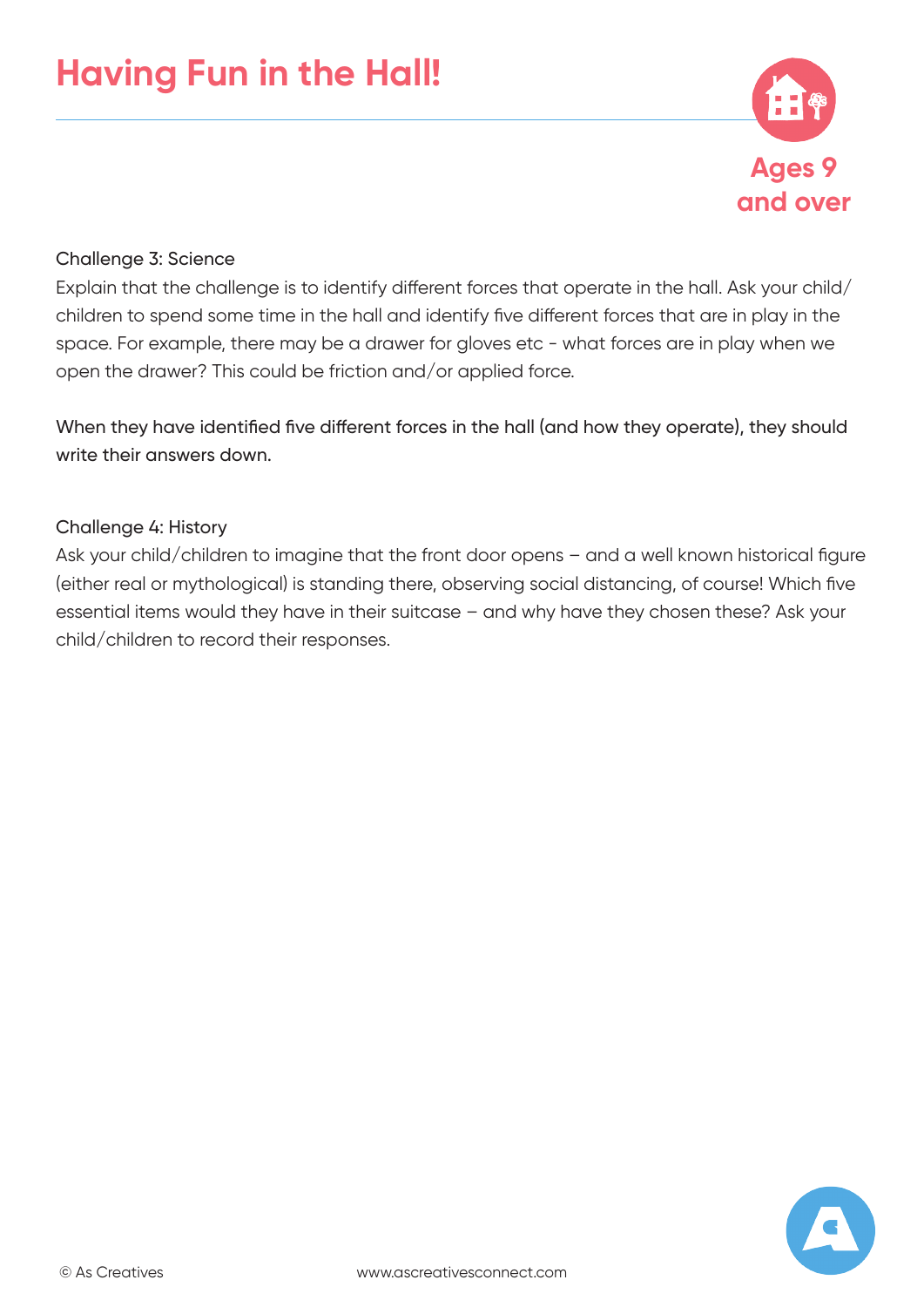# Having Fun in the Hall!

Ages 9 and over

Challenge 3: Science

Explain that the challenge is to identify different forces that operate in the hall. Ask your child/children to spend some time in the hall and identify five different forces that are in play in the space. For example, there may be a drawer for gloves etc - what forces are in play when we open the drawer? This could be friction and/or applied force.

When they have identified five different forces in the hall (and how they operate), they should write their answers down.

Challenge 4: History

Ask your child/children to imagine that the front door opens – and a well known historical figure (either real or mythological) is standing there, observing social distancing, of course! Which five essential items would they have in their suitcase – and why have they chosen these? Ask your child/children to record their responses.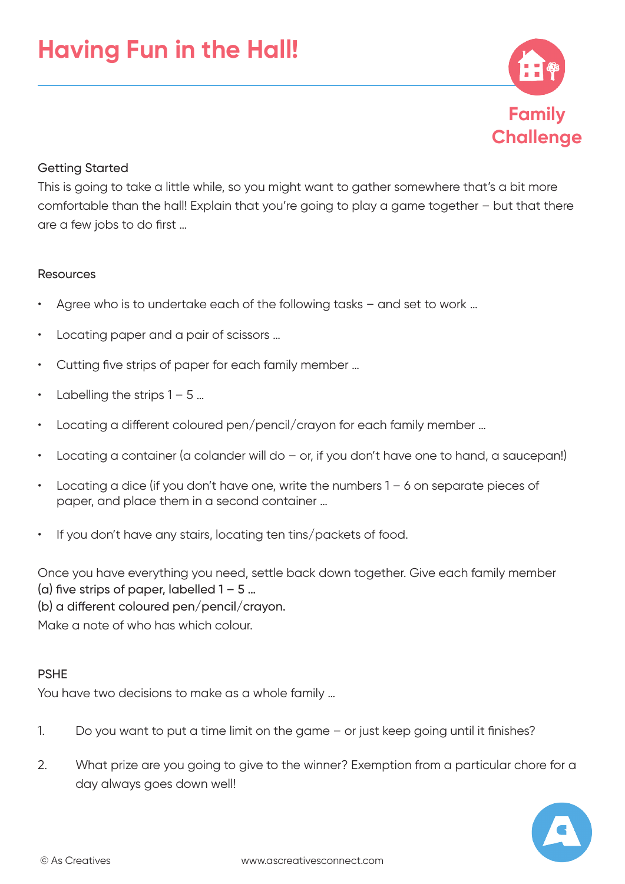# Having Fun in the Hall!

Family Challenge

## Getting Started

This is going to take a little while, so you might want to gather somewhere that's a bit more comfortable than the hall! Explain that you're going to play a game together – but that there are a few jobs to do first ...

## Resources

- Agree who is to undertake each of the following tasks – and set to work ...
- Locating paper and a pair of scissors ...
- Cutting five strips of paper for each family member ...
- Labelling the strips 1 – 5 ...
- Locating a different coloured pen/pencil/crayon for each family member ...
- Locating a container (a colander will do – or, if you don't have one to hand, a saucepan!)
- Locating a dice (if you don't have one, write the numbers 1 – 6 on separate pieces of paper, and place them in a second container ...
- If you don't have any stairs, locating ten tins/packets of food.

Once you have everything you need, settle back down together. Give each family member
(a) five strips of paper, labelled 1 – 5 ...
(b) a different coloured pen/pencil/crayon.
Make a note of who has which colour.

## PSHE

You have two decisions to make as a whole family ...

1. Do you want to put a time limit on the game – or just keep going until it finishes?
2. What prize are you going to give to the winner? Exemption from a particular chore for a day always goes down well!

© As Creatives www.ascreativesconnect.com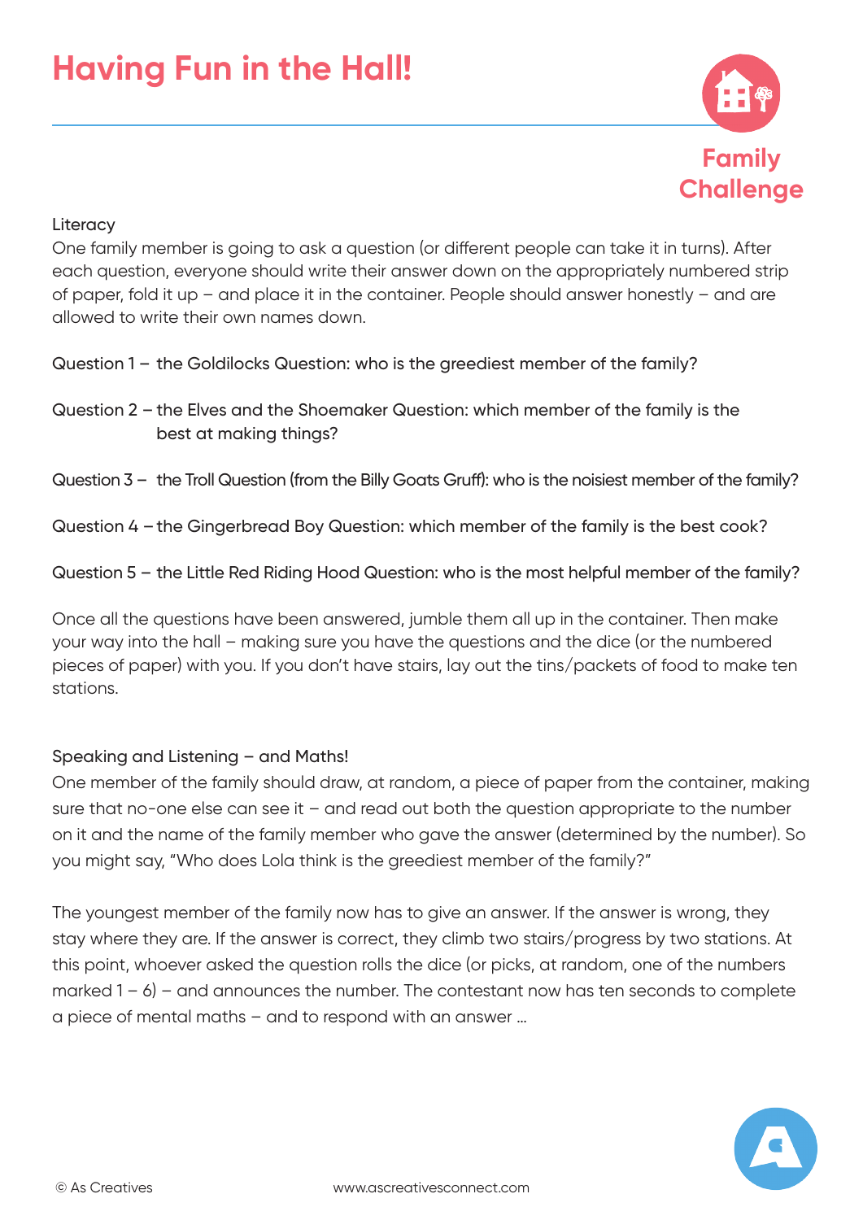# Having Fun in the Hall!

Family Challenge

Literacy

One family member is going to ask a question (or different people can take it in turns). After each question, everyone should write their answer down on the appropriately numbered strip of paper, fold it up – and place it in the container. People should answer honestly – and are allowed to write their own names down.

Question 1 – the Goldilocks Question: who is the greediest member of the family?

Question 2 – the Elves and the Shoemaker Question: which member of the family is the best at making things?

Question 3 – the Troll Question (from the Billy Goats Gruff): who is the noisiest member of the family?

Question 4 – the Gingerbread Boy Question: which member of the family is the best cook?

Question 5 – the Little Red Riding Hood Question: who is the most helpful member of the family?

Once all the questions have been answered, jumble them all up in the container. Then make your way into the hall – making sure you have the questions and the dice (or the numbered pieces of paper) with you. If you don't have stairs, lay out the tins/packets of food to make ten stations.

Speaking and Listening – and Maths!

One member of the family should draw, at random, a piece of paper from the container, making sure that no-one else can see it – and read out both the question appropriate to the number on it and the name of the family member who gave the answer (determined by the number). So you might say, "Who does Lola think is the greediest member of the family?"

The youngest member of the family now has to give an answer. If the answer is wrong, they stay where they are. If the answer is correct, they climb two stairs/progress by two stations. At this point, whoever asked the question rolls the dice (or picks, at random, one of the numbers marked 1 – 6) – and announces the number. The contestant now has ten seconds to complete a piece of mental maths – and to respond with an answer ...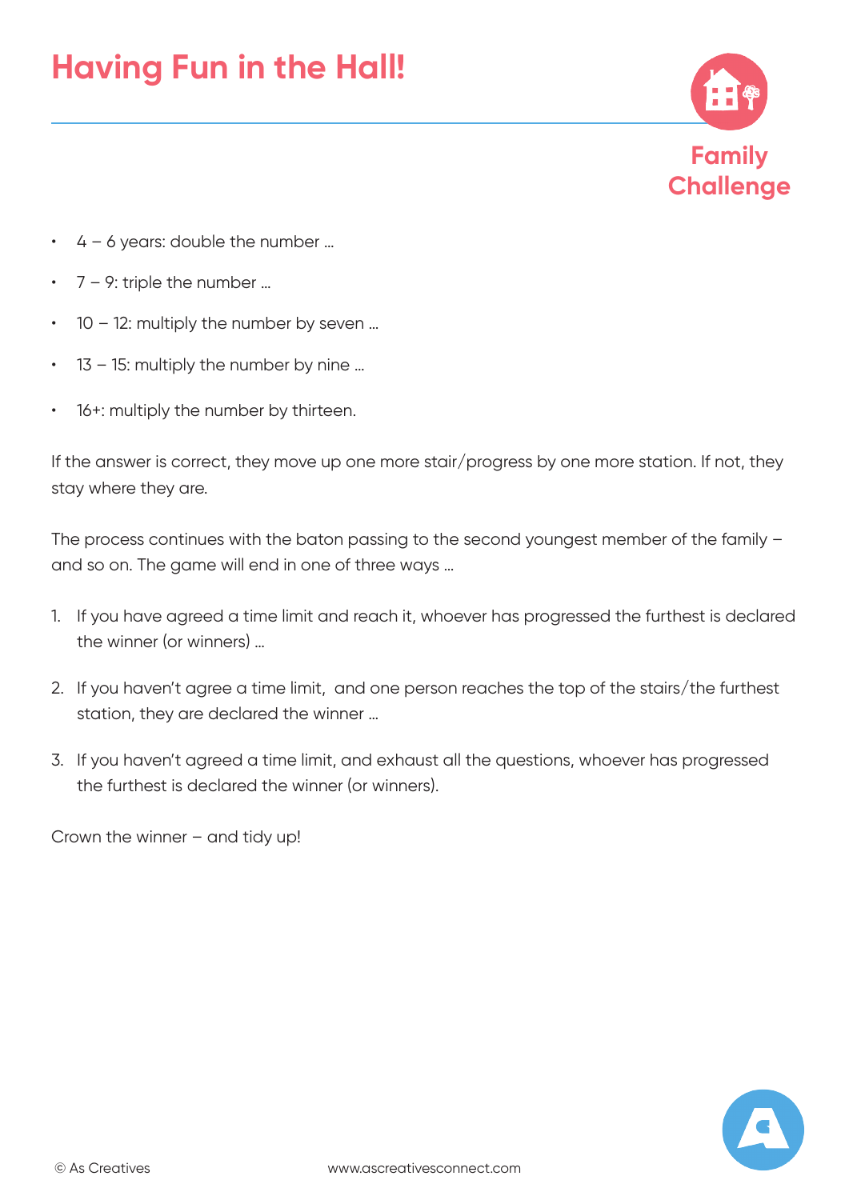# Having Fun in the Hall!

Family Challenge

- 4 – 6 years: double the number …
- 7 – 9: triple the number …
- 10 – 12: multiply the number by seven …
- 13 – 15: multiply the number by nine …
- 16+: multiply the number by thirteen.

If the answer is correct, they move up one more stair/progress by one more station. If not, they stay where they are.

The process continues with the baton passing to the second youngest member of the family – and so on. The game will end in one of three ways …

1. If you have agreed a time limit and reach it, whoever has progressed the furthest is declared the winner (or winners) …
2. If you haven't agree a time limit,  and one person reaches the top of the stairs/the furthest station, they are declared the winner …
3. If you haven't agreed a time limit, and exhaust all the questions, whoever has progressed the furthest is declared the winner (or winners).

Crown the winner – and tidy up!

© As Creatives

www.ascreativesconnect.com